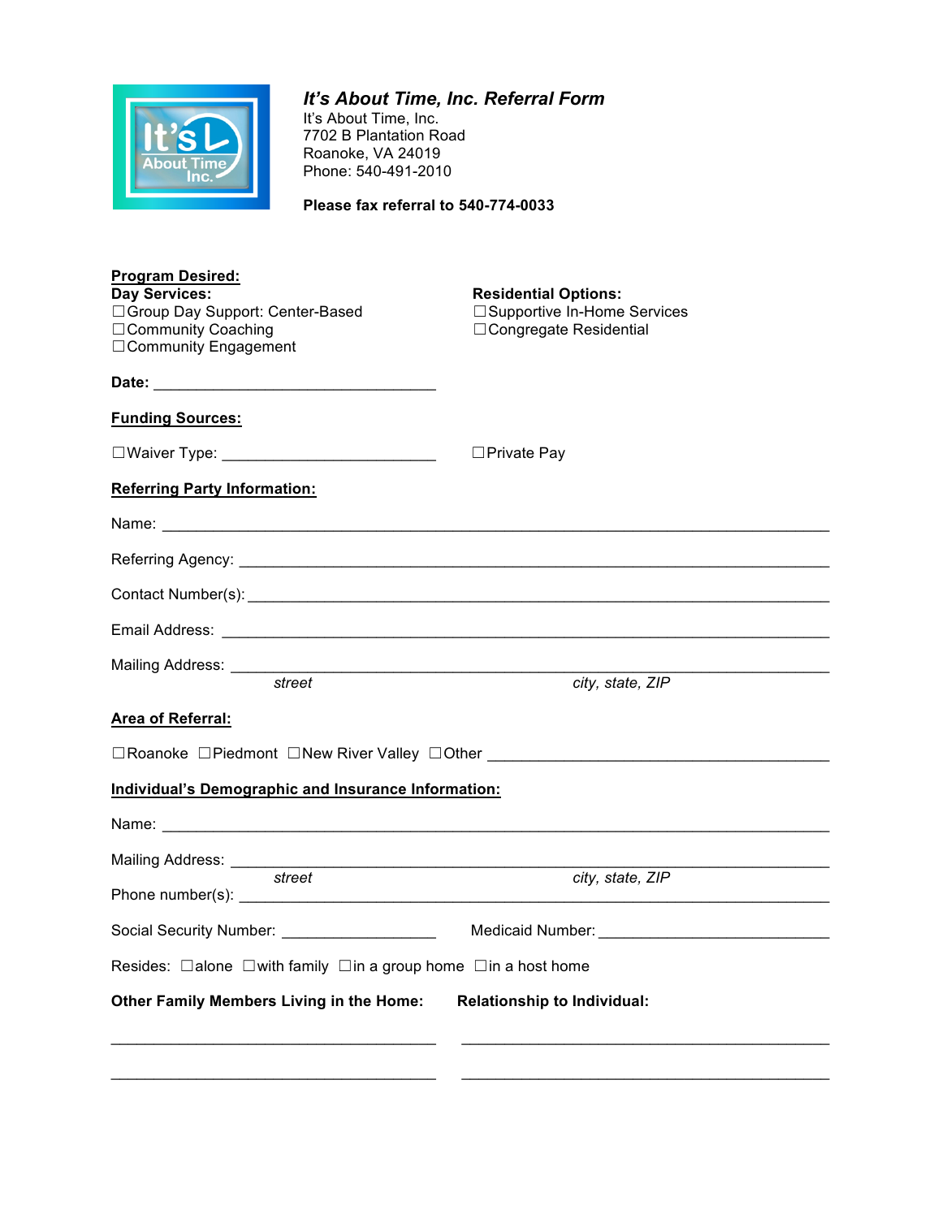# *It's About Time, Inc. Referral Form*

It's About Time, Inc.
7702 B Plantation Road
Roanoke, VA 24019
Phone: 540-491-2010

**Please fax referral to 540-774-0033**

**Program Desired:**

**Day Services:**
☐Group Day Support: Center-Based
☐Community Coaching
☐Community Engagement

**Residential Options:**
☐Supportive In-Home Services
☐Congregate Residential

**Date:** ________________________________

**Funding Sources:**

☐Waiver Type: ________________________ ☐Private Pay

**Referring Party Information:**

Name: ______________________________________________________________________

Referring Agency: ______________________________________________________________

Contact Number(s): _____________________________________________________________

Email Address: ________________________________________________________________

Mailing Address: _______________________________________________________________
*street* *city, state, ZIP*

**Area of Referral:**

☐Roanoke ☐Piedmont ☐New River Valley ☐Other ______________________________________

**Individual's Demographic and Insurance Information:**

Name: ______________________________________________________________________

Mailing Address: _______________________________________________________________
*street* *city, state, ZIP*

Phone number(s): ______________________________________________________________

Social Security Number: __________________ Medicaid Number: __________________________

Resides: ☐alone ☐with family ☐in a group home ☐in a host home

| Other Family Members Living in the Home: | Relationship to Individual: |
| --- | --- |
| ____________________________________ | ____________________________________ |
| ____________________________________ | ____________________________________ |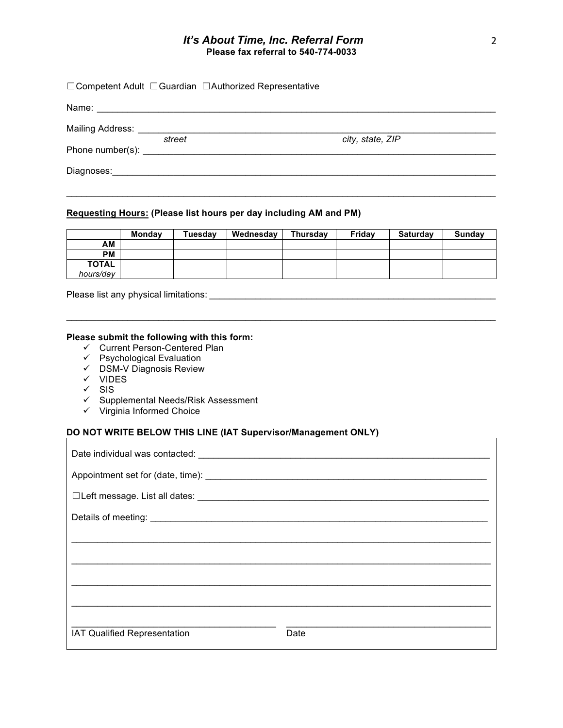# *It's About Time, Inc. Referral Form*

**Please fax referral to 540-774-0033**

☐Competent Adult ☐Guardian ☐Authorized Representative

Name: ___________________________________________________________________________

Mailing Address: ___________________________________________________________________
*street* *city, state, ZIP*

Phone number(s): __________________________________________________________________

Diagnoses:_________________________________________________________________________

___________________________________________________________________________________

**Requesting Hours: (Please list hours per day including AM and PM)**

| | Monday | Tuesday | Wednesday | Thursday | Friday | Saturday | Sunday |
|---|---|---|---|---|---|---|---|
| **AM** | | | | | | | |
| **PM** | | | | | | | |
| **TOTAL** *hours/day* | | | | | | | |

Please list any physical limitations: _____________________________________________________

___________________________________________________________________________________

**Please submit the following with this form:**

- ✓ Current Person-Centered Plan
- ✓ Psychological Evaluation
- ✓ DSM-V Diagnosis Review
- ✓ VIDES
- ✓ SIS
- ✓ Supplemental Needs/Risk Assessment
- ✓ Virginia Informed Choice

**DO NOT WRITE BELOW THIS LINE (IAT Supervisor/Management ONLY)**

Date individual was contacted: _____________________________________________________

Appointment set for (date, time): ___________________________________________________

☐Left message. List all dates: _____________________________________________________

Details of meeting: ________________________________________________________________

___________________________________________________________________________________

___________________________________________________________________________________

___________________________________________________________________________________

___________________________________________________________________________________

_______________________________________ _______________________________________
IAT Qualified Representation Date